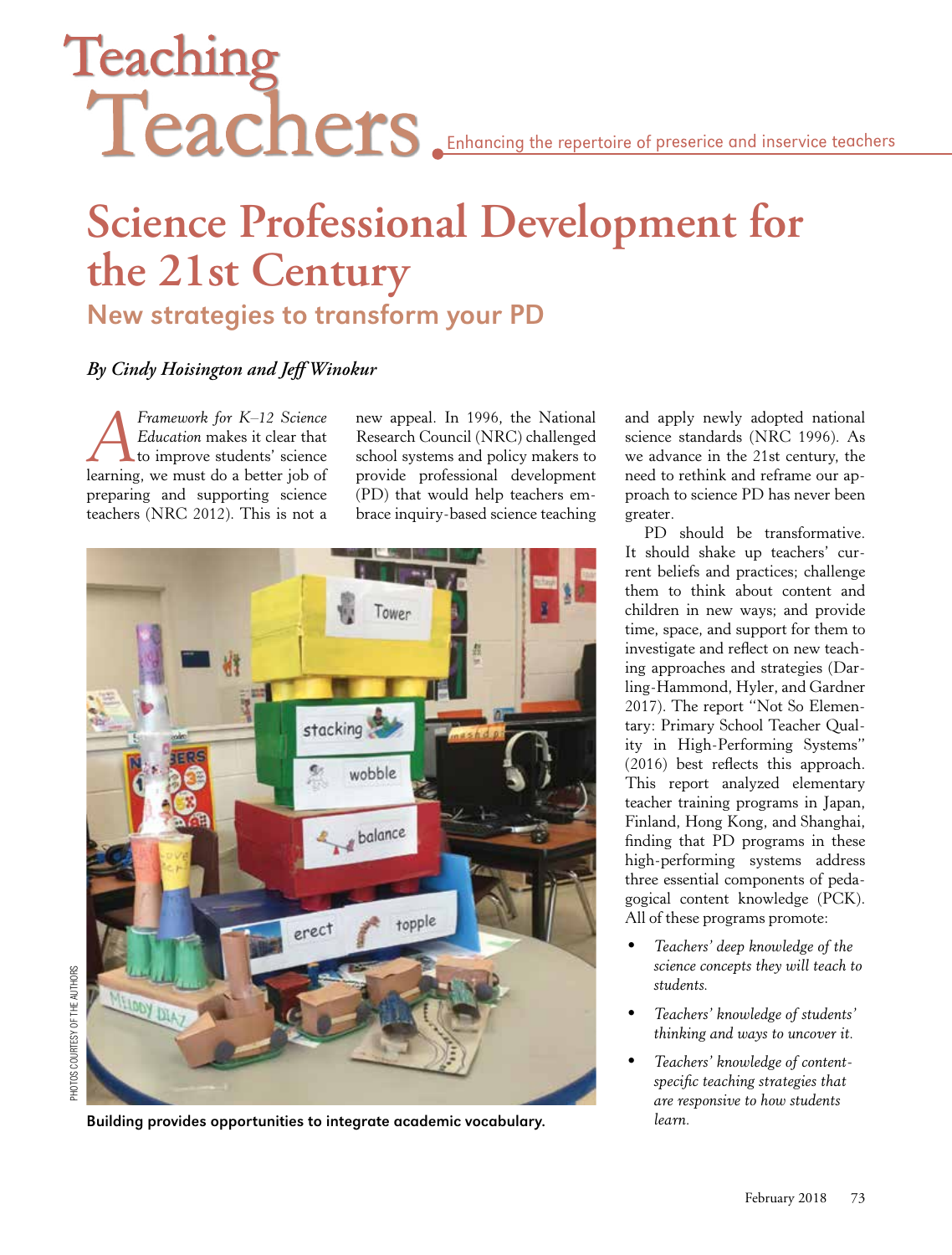# Teaching Teachers

Enhancing the repertoire of preserice and inservice teachers

# Science Professional Development for the 21st Century

## New strategies to transform your PD

*By Cindy Hoisington and Jeff Winokur*

*A Framework for K–12 Science Education* makes it clear that to improve students' science learning, we must do a better job of preparing and supporting science teachers (NRC 2012). This is not a new appeal. In 1996, the National Research Council (NRC) challenged school systems and policy makers to provide professional development (PD) that would help teachers embrace inquiry-based science teaching and apply newly adopted national science standards (NRC 1996). As we advance in the 21st century, the need to rethink and reframe our approach to science PD has never been greater.

PHOTOS COURTESY OF THE AUTHORS

**Building provides opportunities to integrate academic vocabulary.**

PD should be transformative. It should shake up teachers' current beliefs and practices; challenge them to think about content and children in new ways; and provide time, space, and support for them to investigate and reflect on new teaching approaches and strategies (Darling-Hammond, Hyler, and Gardner 2017). The report "Not So Elementary: Primary School Teacher Quality in High-Performing Systems" (2016) best reflects this approach. This report analyzed elementary teacher training programs in Japan, Finland, Hong Kong, and Shanghai, finding that PD programs in these high-performing systems address three essential components of pedagogical content knowledge (PCK). All of these programs promote:

- *Teachers' deep knowledge of the science concepts they will teach to students.*
- *Teachers' knowledge of students' thinking and ways to uncover it.*
- *Teachers' knowledge of content-specific teaching strategies that are responsive to how students learn.*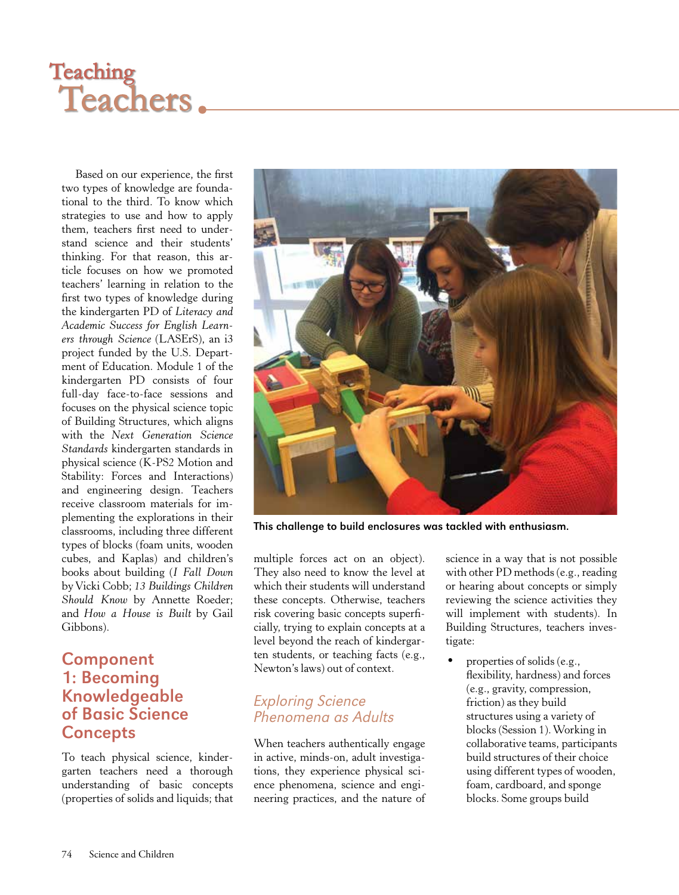# Teaching Teachers

Based on our experience, the first two types of knowledge are foundational to the third. To know which strategies to use and how to apply them, teachers first need to understand science and their students' thinking. For that reason, this article focuses on how we promoted teachers' learning in relation to the first two types of knowledge during the kindergarten PD of *Literacy and Academic Success for English Learners through Science* (LASErS), an i3 project funded by the U.S. Department of Education. Module 1 of the kindergarten PD consists of four full-day face-to-face sessions and focuses on the physical science topic of Building Structures, which aligns with the *Next Generation Science Standards* kindergarten standards in physical science (K-PS2 Motion and Stability: Forces and Interactions) and engineering design. Teachers receive classroom materials for implementing the explorations in their classrooms, including three different types of blocks (foam units, wooden cubes, and Kaplas) and children's books about building (*I Fall Down* by Vicki Cobb; *13 Buildings Children Should Know* by Annette Roeder; and *How a House is Built* by Gail Gibbons).

This challenge to build enclosures was tackled with enthusiasm.

## Component 1: Becoming Knowledgeable of Basic Science Concepts

To teach physical science, kindergarten teachers need a thorough understanding of basic concepts (properties of solids and liquids; that multiple forces act on an object). They also need to know the level at which their students will understand these concepts. Otherwise, teachers risk covering basic concepts superficially, trying to explain concepts at a level beyond the reach of kindergarten students, or teaching facts (e.g., Newton's laws) out of context.

### *Exploring Science Phenomena as Adults*

When teachers authentically engage in active, minds-on, adult investigations, they experience physical science phenomena, science and engineering practices, and the nature of science in a way that is not possible with other PD methods (e.g., reading or hearing about concepts or simply reviewing the science activities they will implement with students). In Building Structures, teachers investigate:

- properties of solids (e.g., flexibility, hardness) and forces (e.g., gravity, compression, friction) as they build structures using a variety of blocks (Session 1). Working in collaborative teams, participants build structures of their choice using different types of wooden, foam, cardboard, and sponge blocks. Some groups build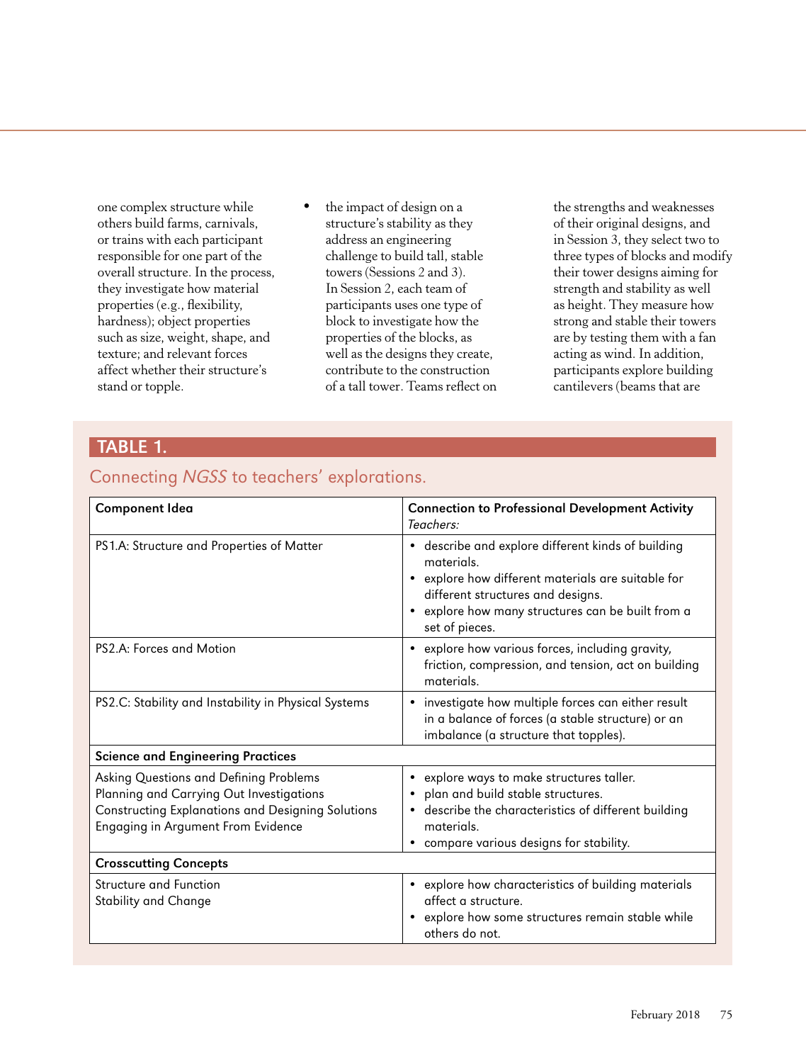one complex structure while others build farms, carnivals, or trains with each participant responsible for one part of the overall structure. In the process, they investigate how material properties (e.g., flexibility, hardness); object properties such as size, weight, shape, and texture; and relevant forces affect whether their structure's stand or topple.

- the impact of design on a structure's stability as they address an engineering challenge to build tall, stable towers (Sessions 2 and 3). In Session 2, each team of participants uses one type of block to investigate how the properties of the blocks, as well as the designs they create, contribute to the construction of a tall tower. Teams reflect on the strengths and weaknesses of their original designs, and in Session 3, they select two to three types of blocks and modify their tower designs aiming for strength and stability as well as height. They measure how strong and stable their towers are by testing them with a fan acting as wind. In addition, participants explore building cantilevers (beams that are

## TABLE 1.

Connecting *NGSS* to teachers' explorations.

| **Component Idea** | **Connection to Professional Development Activity** *Teachers:* |
|---|---|
| PS1.A: Structure and Properties of Matter | • describe and explore different kinds of building materials. • explore how different materials are suitable for different structures and designs. • explore how many structures can be built from a set of pieces. |
| PS2.A: Forces and Motion | • explore how various forces, including gravity, friction, compression, and tension, act on building materials. |
| PS2.C: Stability and Instability in Physical Systems | • investigate how multiple forces can either result in a balance of forces (a stable structure) or an imbalance (a structure that topples). |
| **Science and Engineering Practices** | |
| Asking Questions and Defining Problems Planning and Carrying Out Investigations Constructing Explanations and Designing Solutions Engaging in Argument From Evidence | • explore ways to make structures taller. • plan and build stable structures. • describe the characteristics of different building materials. • compare various designs for stability. |
| **Crosscutting Concepts** | |
| Structure and Function Stability and Change | • explore how characteristics of building materials affect a structure. • explore how some structures remain stable while others do not. |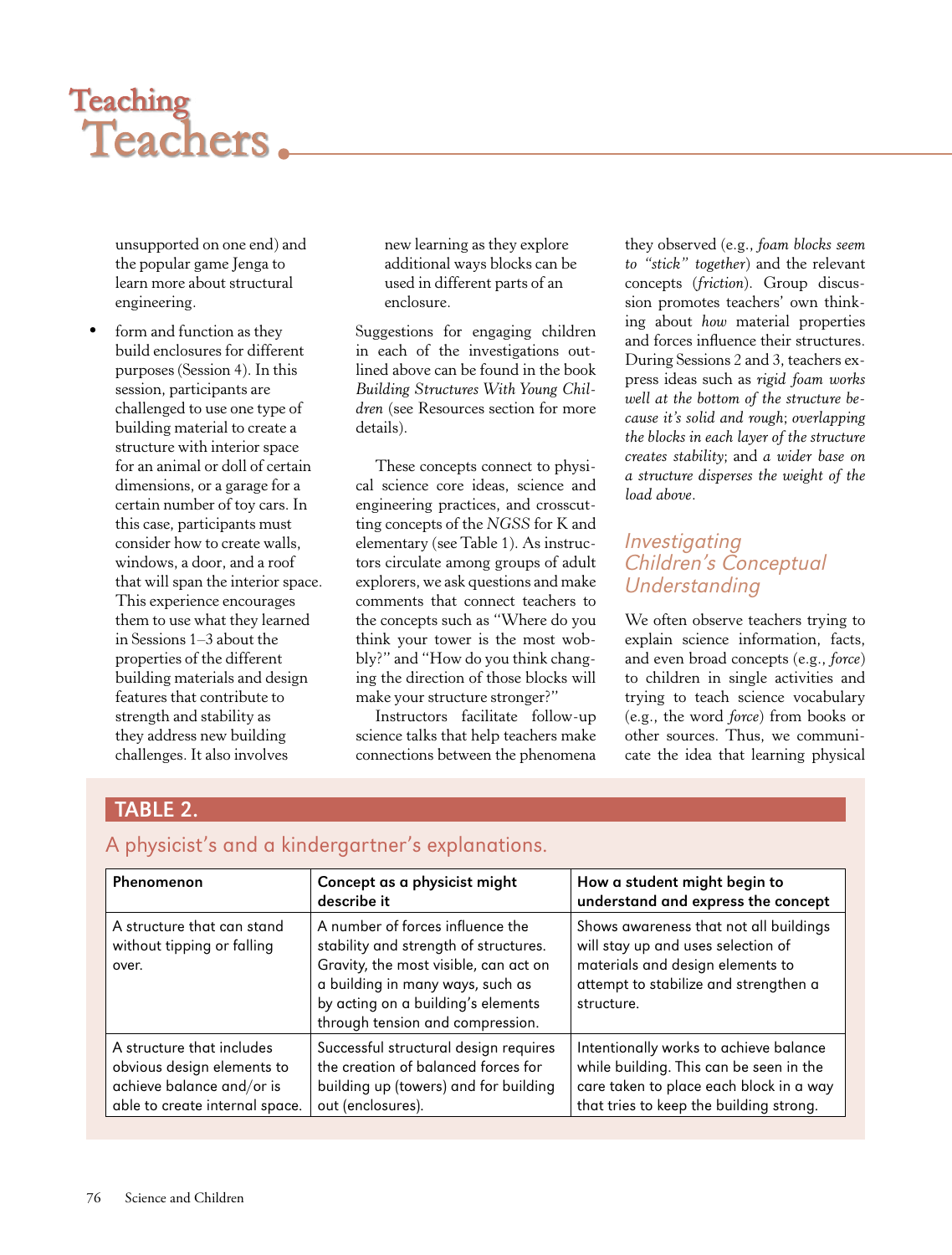unsupported on one end) and the popular game Jenga to learn more about structural engineering.

- form and function as they build enclosures for different purposes (Session 4). In this session, participants are challenged to use one type of building material to create a structure with interior space for an animal or doll of certain dimensions, or a garage for a certain number of toy cars. In this case, participants must consider how to create walls, windows, a door, and a roof that will span the interior space. This experience encourages them to use what they learned in Sessions 1–3 about the properties of the different building materials and design features that contribute to strength and stability as they address new building challenges. It also involves new learning as they explore additional ways blocks can be used in different parts of an enclosure.

Suggestions for engaging children in each of the investigations outlined above can be found in the book *Building Structures With Young Children* (see Resources section for more details).

These concepts connect to physical science core ideas, science and engineering practices, and crosscutting concepts of the *NGSS* for K and elementary (see Table 1). As instructors circulate among groups of adult explorers, we ask questions and make comments that connect teachers to the concepts such as "Where do you think your tower is the most wobbly?" and "How do you think changing the direction of those blocks will make your structure stronger?"

Instructors facilitate follow-up science talks that help teachers make connections between the phenomena they observed (e.g., *foam blocks seem to "stick" together*) and the relevant concepts (*friction*). Group discussion promotes teachers' own thinking about *how* material properties and forces influence their structures. During Sessions 2 and 3, teachers express ideas such as *rigid foam works well at the bottom of the structure because it's solid and rough*; *overlapping the blocks in each layer of the structure creates stability*; and *a wider base on a structure disperses the weight of the load above*.

## Investigating Children's Conceptual Understanding

We often observe teachers trying to explain science information, facts, and even broad concepts (e.g., *force*) to children in single activities and trying to teach science vocabulary (e.g., the word *force*) from books or other sources. Thus, we communicate the idea that learning physical

**TABLE 2.**

A physicist's and a kindergartner's explanations.

| Phenomenon | Concept as a physicist might describe it | How a student might begin to understand and express the concept |
|---|---|---|
| A structure that can stand without tipping or falling over. | A number of forces influence the stability and strength of structures. Gravity, the most visible, can act on a building in many ways, such as by acting on a building's elements through tension and compression. | Shows awareness that not all buildings will stay up and uses selection of materials and design elements to attempt to stabilize and strengthen a structure. |
| A structure that includes obvious design elements to achieve balance and/or is able to create internal space. | Successful structural design requires the creation of balanced forces for building up (towers) and for building out (enclosures). | Intentionally works to achieve balance while building. This can be seen in the care taken to place each block in a way that tries to keep the building strong. |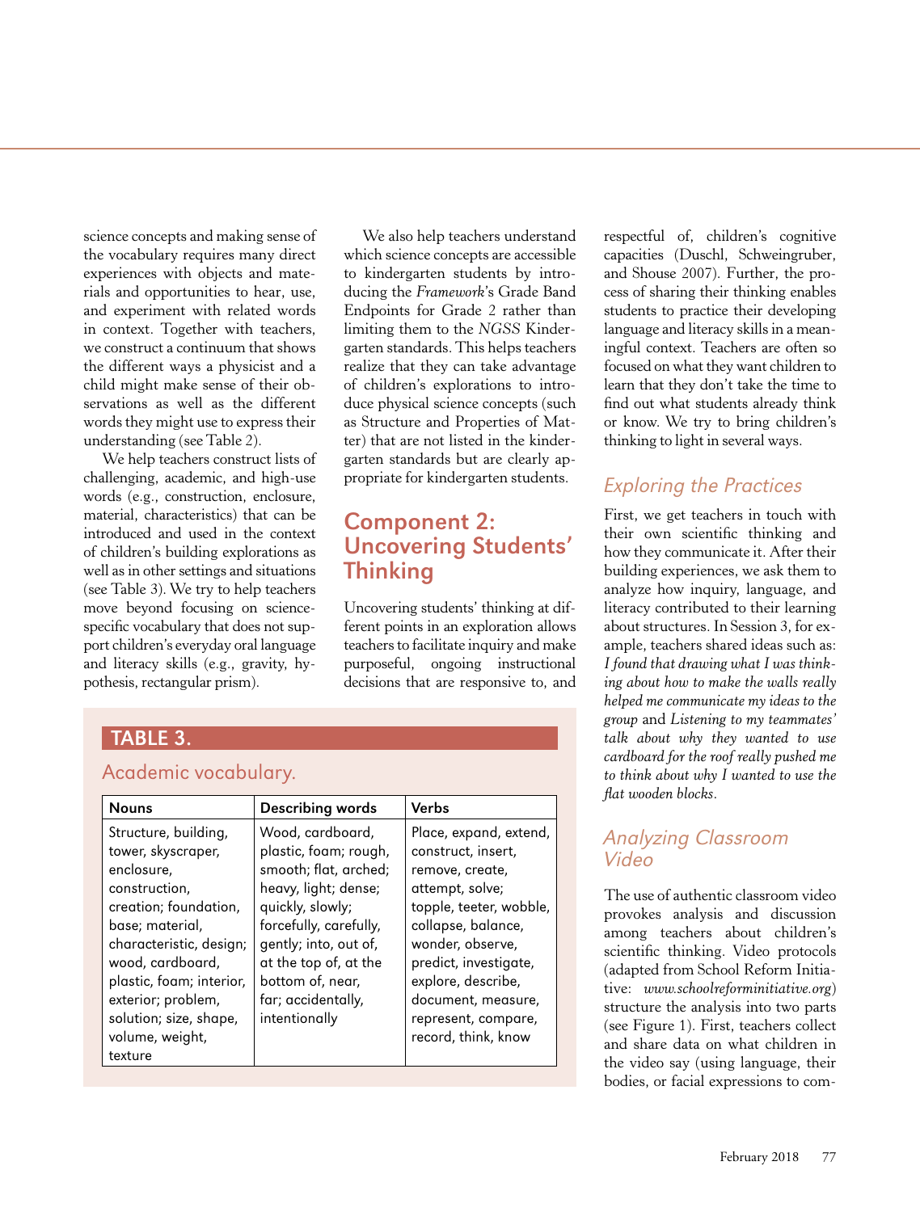science concepts and making sense of the vocabulary requires many direct experiences with objects and materials and opportunities to hear, use, and experiment with related words in context. Together with teachers, we construct a continuum that shows the different ways a physicist and a child might make sense of their observations as well as the different words they might use to express their understanding (see Table 2).

We help teachers construct lists of challenging, academic, and high-use words (e.g., construction, enclosure, material, characteristics) that can be introduced and used in the context of children's building explorations as well as in other settings and situations (see Table 3). We try to help teachers move beyond focusing on science-specific vocabulary that does not support children's everyday oral language and literacy skills (e.g., gravity, hypothesis, rectangular prism).

We also help teachers understand which science concepts are accessible to kindergarten students by introducing the *Framework*'s Grade Band Endpoints for Grade 2 rather than limiting them to the *NGSS* Kindergarten standards. This helps teachers realize that they can take advantage of children's explorations to introduce physical science concepts (such as Structure and Properties of Matter) that are not listed in the kindergarten standards but are clearly appropriate for kindergarten students.

## Component 2: Uncovering Students' Thinking

Uncovering students' thinking at different points in an exploration allows teachers to facilitate inquiry and make purposeful, ongoing instructional decisions that are responsive to, and respectful of, children's cognitive capacities (Duschl, Schweingruber, and Shouse 2007). Further, the process of sharing their thinking enables students to practice their developing language and literacy skills in a meaningful context. Teachers are often so focused on what they want children to learn that they don't take the time to find out what students already think or know. We try to bring children's thinking to light in several ways.

**TABLE 3.**

Academic vocabulary.

| Nouns | Describing words | Verbs |
|---|---|---|
| Structure, building, tower, skyscraper, enclosure, construction, creation; foundation, base; material, characteristic, design; wood, cardboard, plastic, foam; interior, exterior; problem, solution; size, shape, volume, weight, texture | Wood, cardboard, plastic, foam; rough, smooth; flat, arched; heavy, light; dense; quickly, slowly; forcefully, carefully, gently; into, out of, at the top of, at the bottom of, near, far; accidentally, intentionally | Place, expand, extend, construct, insert, remove, create, attempt, solve; topple, teeter, wobble, collapse, balance, wonder, observe, predict, investigate, explore, describe, document, measure, represent, compare, record, think, know |

### Exploring the Practices

First, we get teachers in touch with their own scientific thinking and how they communicate it. After their building experiences, we ask them to analyze how inquiry, language, and literacy contributed to their learning about structures. In Session 3, for example, teachers shared ideas such as: *I found that drawing what I was thinking about how to make the walls really helped me communicate my ideas to the group* and *Listening to my teammates' talk about why they wanted to use cardboard for the roof really pushed me to think about why I wanted to use the flat wooden blocks.*

### Analyzing Classroom Video

The use of authentic classroom video provokes analysis and discussion among teachers about children's scientific thinking. Video protocols (adapted from School Reform Initiative: *www.schoolreforminitiative.org*) structure the analysis into two parts (see Figure 1). First, teachers collect and share data on what children in the video say (using language, their bodies, or facial expressions to com-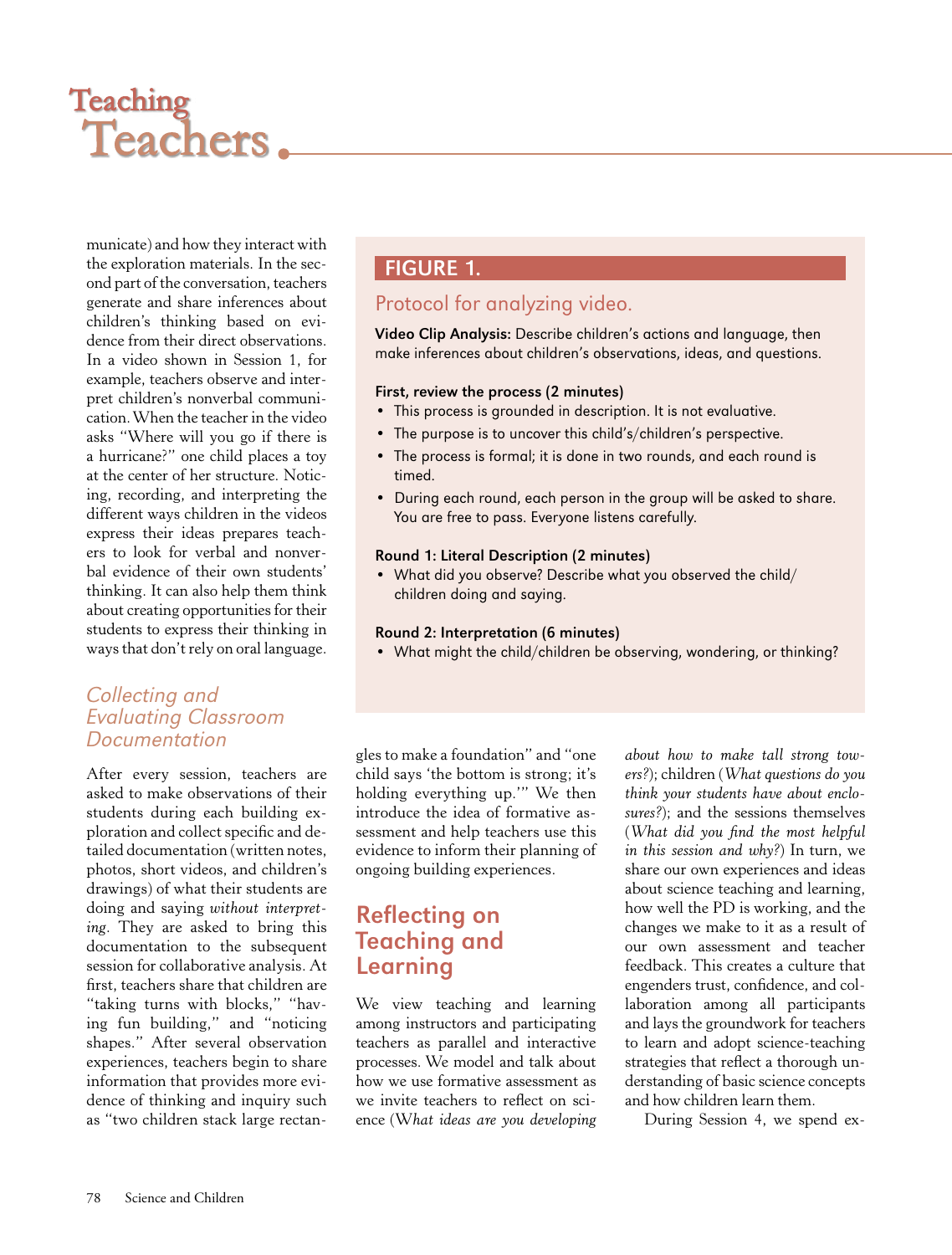municate) and how they interact with the exploration materials. In the second part of the conversation, teachers generate and share inferences about children's thinking based on evidence from their direct observations. In a video shown in Session 1, for example, teachers observe and interpret children's nonverbal communication. When the teacher in the video asks "Where will you go if there is a hurricane?" one child places a toy at the center of her structure. Noticing, recording, and interpreting the different ways children in the videos express their ideas prepares teachers to look for verbal and nonverbal evidence of their own students' thinking. It can also help them think about creating opportunities for their students to express their thinking in ways that don't rely on oral language.

> **FIGURE 1.**
>
> Protocol for analyzing video.
>
> **Video Clip Analysis:** Describe children's actions and language, then make inferences about children's observations, ideas, and questions.
>
> **First, review the process (2 minutes)**
>
> - This process is grounded in description. It is not evaluative.
> - The purpose is to uncover this child's/children's perspective.
> - The process is formal; it is done in two rounds, and each round is timed.
> - During each round, each person in the group will be asked to share. You are free to pass. Everyone listens carefully.
>
> **Round 1: Literal Description (2 minutes)**
>
> - What did you observe? Describe what you observed the child/children doing and saying.
>
> **Round 2: Interpretation (6 minutes)**
>
> - What might the child/children be observing, wondering, or thinking?

## *Collecting and Evaluating Classroom Documentation*

After every session, teachers are asked to make observations of their students during each building exploration and collect specific and detailed documentation (written notes, photos, short videos, and children's drawings) of what their students are doing and saying *without interpreting*. They are asked to bring this documentation to the subsequent session for collaborative analysis. At first, teachers share that children are "taking turns with blocks," "having fun building," and "noticing shapes." After several observation experiences, teachers begin to share information that provides more evidence of thinking and inquiry such as "two children stack large rectangles to make a foundation" and "one child says 'the bottom is strong; it's holding everything up.'" We then introduce the idea of formative assessment and help teachers use this evidence to inform their planning of ongoing building experiences.

## Reflecting on Teaching and Learning

We view teaching and learning among instructors and participating teachers as parallel and interactive processes. We model and talk about how we use formative assessment as we invite teachers to reflect on science (*What ideas are you developing about how to make tall strong towers?*); children (*What questions do you think your students have about enclosures?*); and the sessions themselves (*What did you find the most helpful in this session and why?*) In turn, we share our own experiences and ideas about science teaching and learning, how well the PD is working, and the changes we make to it as a result of our own assessment and teacher feedback. This creates a culture that engenders trust, confidence, and collaboration among all participants and lays the groundwork for teachers to learn and adopt science-teaching strategies that reflect a thorough understanding of basic science concepts and how children learn them.

During Session 4, we spend ex-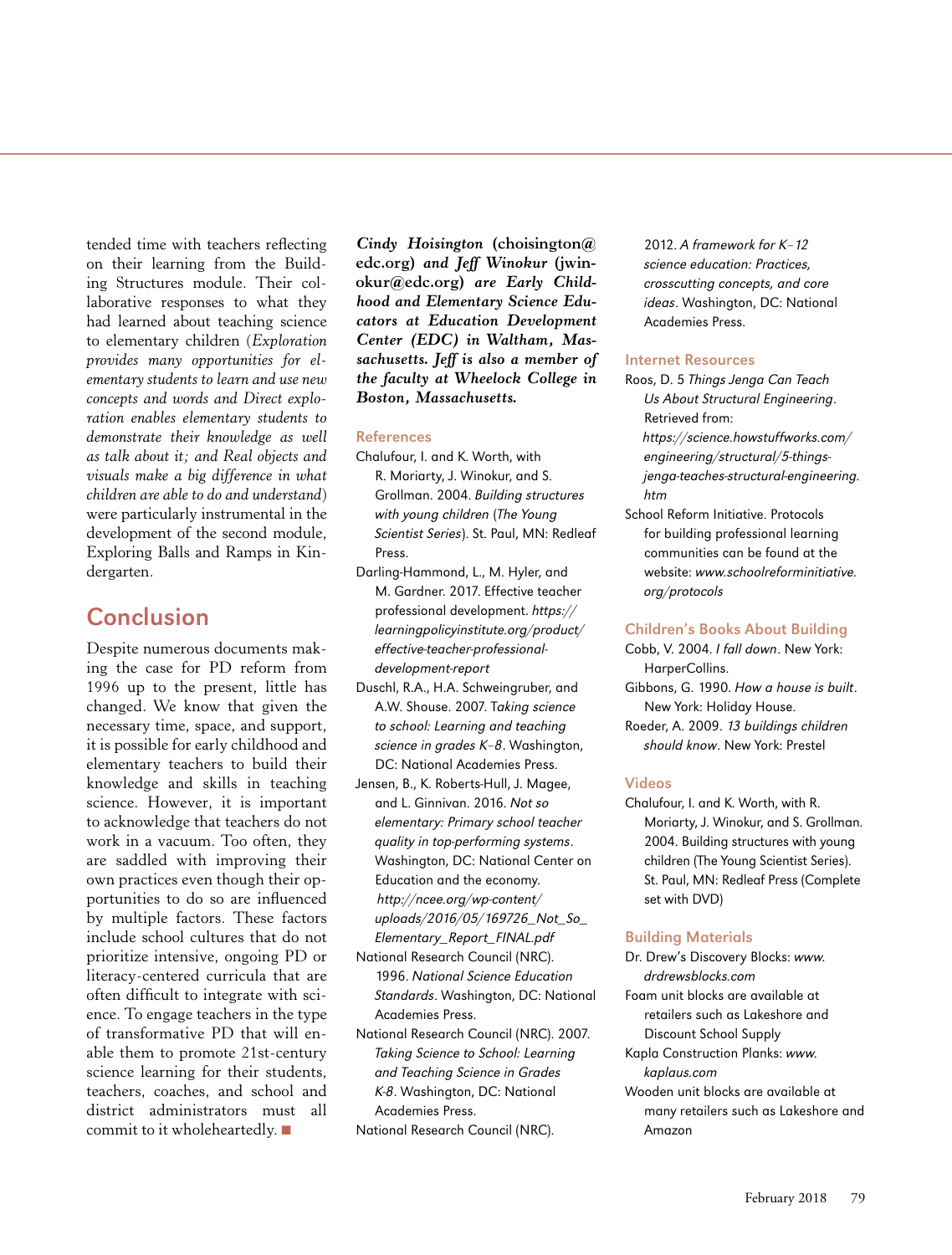tended time with teachers reflecting on their learning from the Building Structures module. Their collaborative responses to what they had learned about teaching science to elementary children (*Exploration provides many opportunities for elementary students to learn and use new concepts and words and Direct exploration enables elementary students to demonstrate their knowledge as well as talk about it; and Real objects and visuals make a big difference in what children are able to do and understand*) were particularly instrumental in the development of the second module, Exploring Balls and Ramps in Kindergarten.

## Conclusion

Despite numerous documents making the case for PD reform from 1996 up to the present, little has changed. We know that given the necessary time, space, and support, it is possible for early childhood and elementary teachers to build their knowledge and skills in teaching science. However, it is important to acknowledge that teachers do not work in a vacuum. Too often, they are saddled with improving their own practices even though their opportunities to do so are influenced by multiple factors. These factors include school cultures that do not prioritize intensive, ongoing PD or literacy-centered curricula that are often difficult to integrate with science. To engage teachers in the type of transformative PD that will enable them to promote 21st-century science learning for their students, teachers, coaches, and school and district administrators must all commit to it wholeheartedly. ■

***Cindy Hoisington* (choisington@edc.org) *and Jeff Winokur* (jwinokur@edc.org) *are Early Childhood and Elementary Science Educators at Education Development Center (EDC) in Waltham, Massachusetts. Jeff is also a member of the faculty at Wheelock College in Boston, Massachusetts.***

### References

Chalufour, I. and K. Worth, with R. Moriarty, J. Winokur, and S. Grollman. 2004. *Building structures with young children* (*The Young Scientist Series*). St. Paul, MN: Redleaf Press.

Darling-Hammond, L., M. Hyler, and M. Gardner. 2017. Effective teacher professional development. *https://learningpolicyinstitute.org/product/effective-teacher-professional-development-report*

Duschl, R.A., H.A. Schweingruber, and A.W. Shouse. 2007. T*aking science to school: Learning and teaching science in grades K–8*. Washington, DC: National Academies Press.

Jensen, B., K. Roberts-Hull, J. Magee, and L. Ginnivan. 2016. *Not so elementary: Primary school teacher quality in top-performing systems*. Washington, DC: National Center on Education and the economy. *http://ncee.org/wp-content/uploads/2016/05/169726_Not_So_Elementary_Report_FINAL.pdf*

National Research Council (NRC). 1996. *National Science Education Standards*. Washington, DC: National Academies Press.

National Research Council (NRC). 2007. *Taking Science to School: Learning and Teaching Science in Grades K-8*. Washington, DC: National Academies Press.

National Research Council (NRC). 2012. *A framework for K–12 science education: Practices, crosscutting concepts, and core ideas*. Washington, DC: National Academies Press.

### Internet Resources

Roos, D. 5 *Things Jenga Can Teach Us About Structural Engineering*. Retrieved from: *https://science.howstuffworks.com/engineering/structural/5-things-jenga-teaches-structural-engineering.htm*

School Reform Initiative. Protocols for building professional learning communities can be found at the website: *www.schoolreforminitiative.org/protocols*

### Children's Books About Building

Cobb, V. 2004. *I fall down*. New York: HarperCollins.

Gibbons, G. 1990. *How a house is built*. New York: Holiday House.

Roeder, A. 2009. *13 buildings children should know*. New York: Prestel

### Videos

Chalufour, I. and K. Worth, with R. Moriarty, J. Winokur, and S. Grollman. 2004. Building structures with young children (The Young Scientist Series). St. Paul, MN: Redleaf Press (Complete set with DVD)

### Building Materials

Dr. Drew's Discovery Blocks: *www.drdrewsblocks.com*

Foam unit blocks are available at retailers such as Lakeshore and Discount School Supply

Kapla Construction Planks: *www.kaplaus.com*

Wooden unit blocks are available at many retailers such as Lakeshore and Amazon